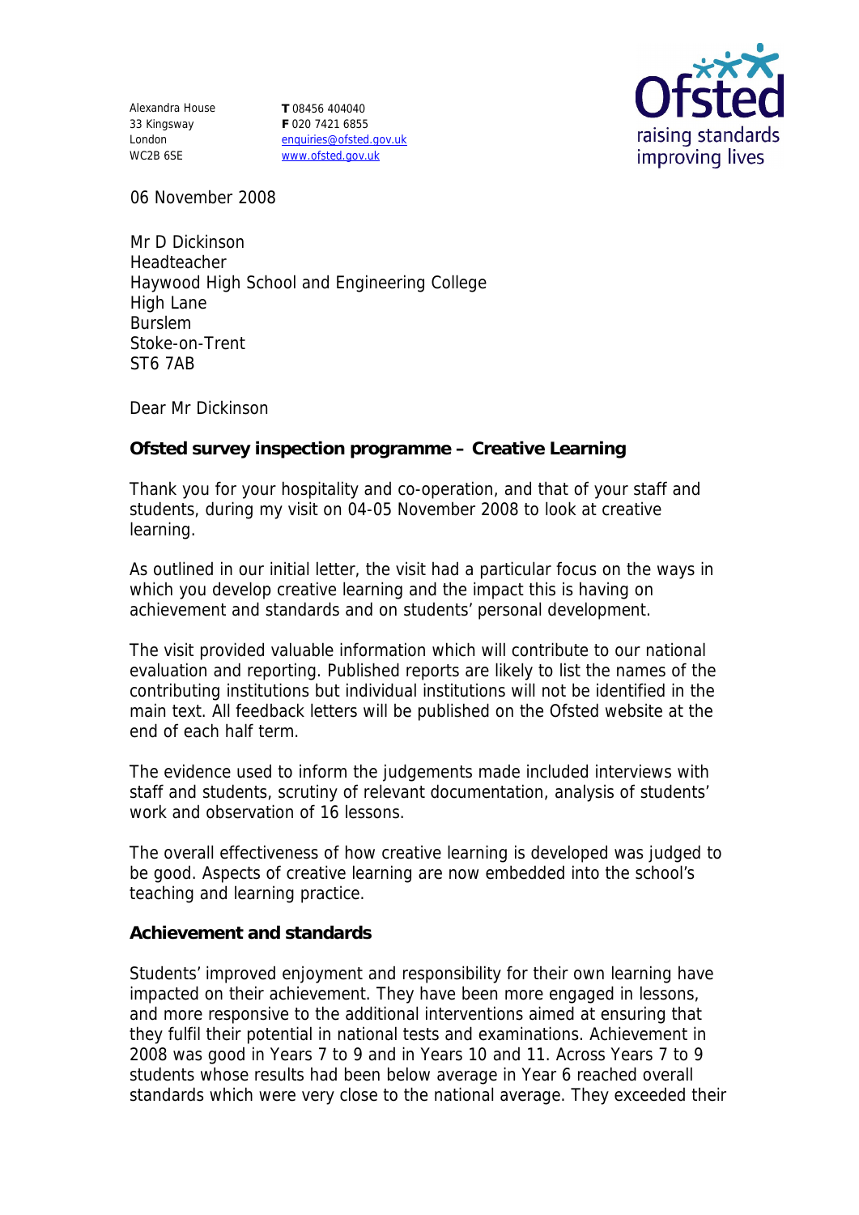Alexandra House
33 Kingsway
London
WC2B 6SE

**T** 08456 404040
**F** 020 7421 6855
enquiries@ofsted.gov.uk
www.ofsted.gov.uk

06 November 2008

Mr D Dickinson
Headteacher
Haywood High School and Engineering College
High Lane
Burslem
Stoke-on-Trent
ST6 7AB

Dear Mr Dickinson

**Ofsted survey inspection programme – Creative Learning**

Thank you for your hospitality and co-operation, and that of your staff and students, during my visit on 04-05 November 2008 to look at creative learning.

As outlined in our initial letter, the visit had a particular focus on the ways in which you develop creative learning and the impact this is having on achievement and standards and on students' personal development.

The visit provided valuable information which will contribute to our national evaluation and reporting. Published reports are likely to list the names of the contributing institutions but individual institutions will not be identified in the main text. All feedback letters will be published on the Ofsted website at the end of each half term.

The evidence used to inform the judgements made included interviews with staff and students, scrutiny of relevant documentation, analysis of students' work and observation of 16 lessons.

The overall effectiveness of how creative learning is developed was judged to be good. Aspects of creative learning are now embedded into the school's teaching and learning practice.

**Achievement and standards**

Students' improved enjoyment and responsibility for their own learning have impacted on their achievement. They have been more engaged in lessons, and more responsive to the additional interventions aimed at ensuring that they fulfil their potential in national tests and examinations. Achievement in 2008 was good in Years 7 to 9 and in Years 10 and 11. Across Years 7 to 9 students whose results had been below average in Year 6 reached overall standards which were very close to the national average. They exceeded their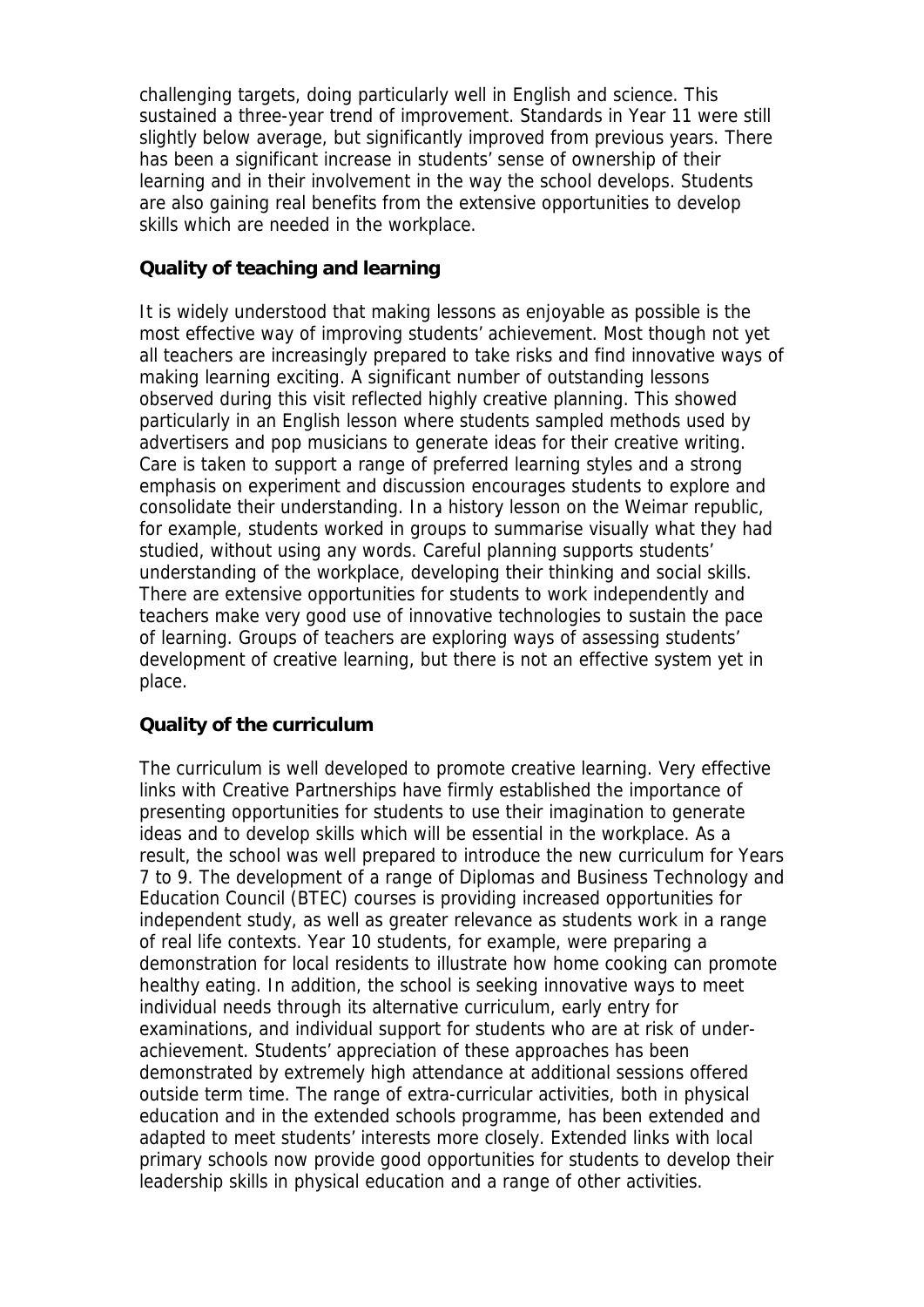challenging targets, doing particularly well in English and science. This sustained a three-year trend of improvement. Standards in Year 11 were still slightly below average, but significantly improved from previous years. There has been a significant increase in students' sense of ownership of their learning and in their involvement in the way the school develops. Students are also gaining real benefits from the extensive opportunities to develop skills which are needed in the workplace.

**Quality of teaching and learning**

It is widely understood that making lessons as enjoyable as possible is the most effective way of improving students' achievement. Most though not yet all teachers are increasingly prepared to take risks and find innovative ways of making learning exciting. A significant number of outstanding lessons observed during this visit reflected highly creative planning. This showed particularly in an English lesson where students sampled methods used by advertisers and pop musicians to generate ideas for their creative writing. Care is taken to support a range of preferred learning styles and a strong emphasis on experiment and discussion encourages students to explore and consolidate their understanding. In a history lesson on the Weimar republic, for example, students worked in groups to summarise visually what they had studied, without using any words. Careful planning supports students' understanding of the workplace, developing their thinking and social skills. There are extensive opportunities for students to work independently and teachers make very good use of innovative technologies to sustain the pace of learning. Groups of teachers are exploring ways of assessing students' development of creative learning, but there is not an effective system yet in place.

**Quality of the curriculum**

The curriculum is well developed to promote creative learning. Very effective links with Creative Partnerships have firmly established the importance of presenting opportunities for students to use their imagination to generate ideas and to develop skills which will be essential in the workplace. As a result, the school was well prepared to introduce the new curriculum for Years 7 to 9. The development of a range of Diplomas and Business Technology and Education Council (BTEC) courses is providing increased opportunities for independent study, as well as greater relevance as students work in a range of real life contexts. Year 10 students, for example, were preparing a demonstration for local residents to illustrate how home cooking can promote healthy eating. In addition, the school is seeking innovative ways to meet individual needs through its alternative curriculum, early entry for examinations, and individual support for students who are at risk of under-achievement. Students' appreciation of these approaches has been demonstrated by extremely high attendance at additional sessions offered outside term time. The range of extra-curricular activities, both in physical education and in the extended schools programme, has been extended and adapted to meet students' interests more closely. Extended links with local primary schools now provide good opportunities for students to develop their leadership skills in physical education and a range of other activities.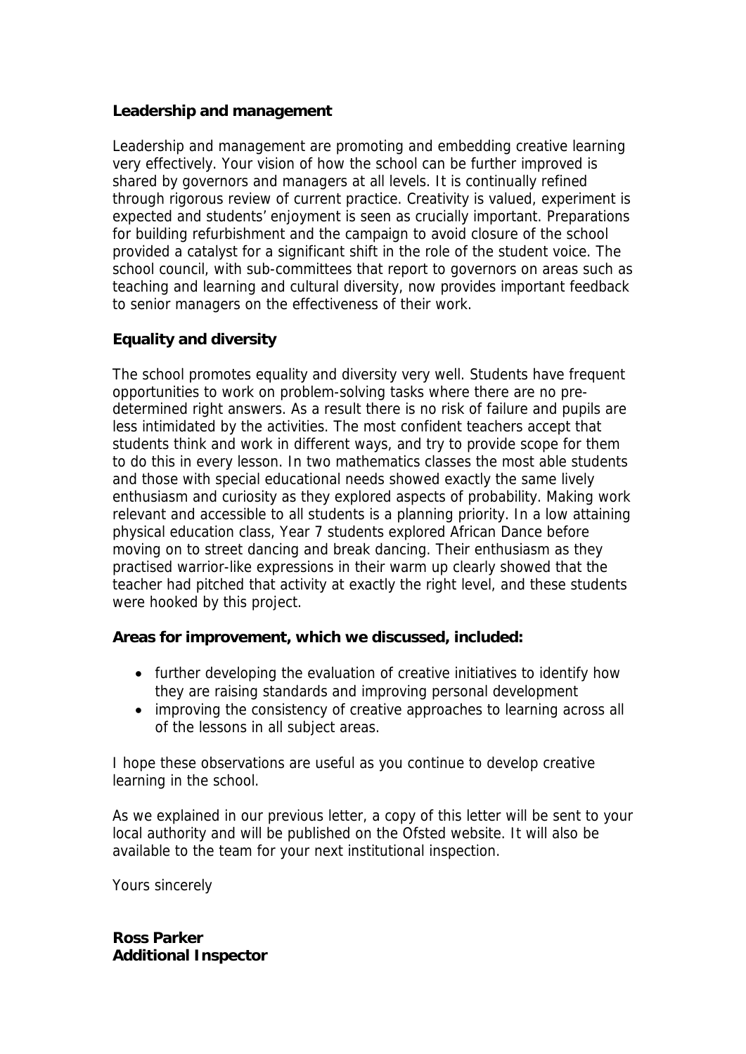**Leadership and management**

Leadership and management are promoting and embedding creative learning very effectively. Your vision of how the school can be further improved is shared by governors and managers at all levels. It is continually refined through rigorous review of current practice. Creativity is valued, experiment is expected and students' enjoyment is seen as crucially important. Preparations for building refurbishment and the campaign to avoid closure of the school provided a catalyst for a significant shift in the role of the student voice. The school council, with sub-committees that report to governors on areas such as teaching and learning and cultural diversity, now provides important feedback to senior managers on the effectiveness of their work.

**Equality and diversity**

The school promotes equality and diversity very well. Students have frequent opportunities to work on problem-solving tasks where there are no pre-determined right answers. As a result there is no risk of failure and pupils are less intimidated by the activities. The most confident teachers accept that students think and work in different ways, and try to provide scope for them to do this in every lesson. In two mathematics classes the most able students and those with special educational needs showed exactly the same lively enthusiasm and curiosity as they explored aspects of probability. Making work relevant and accessible to all students is a planning priority. In a low attaining physical education class, Year 7 students explored African Dance before moving on to street dancing and break dancing. Their enthusiasm as they practised warrior-like expressions in their warm up clearly showed that the teacher had pitched that activity at exactly the right level, and these students were hooked by this project.

**Areas for improvement, which we discussed, included:**

- further developing the evaluation of creative initiatives to identify how they are raising standards and improving personal development
- improving the consistency of creative approaches to learning across all of the lessons in all subject areas.

I hope these observations are useful as you continue to develop creative learning in the school.

As we explained in our previous letter, a copy of this letter will be sent to your local authority and will be published on the Ofsted website. It will also be available to the team for your next institutional inspection.

Yours sincerely

**Ross Parker**
**Additional Inspector**